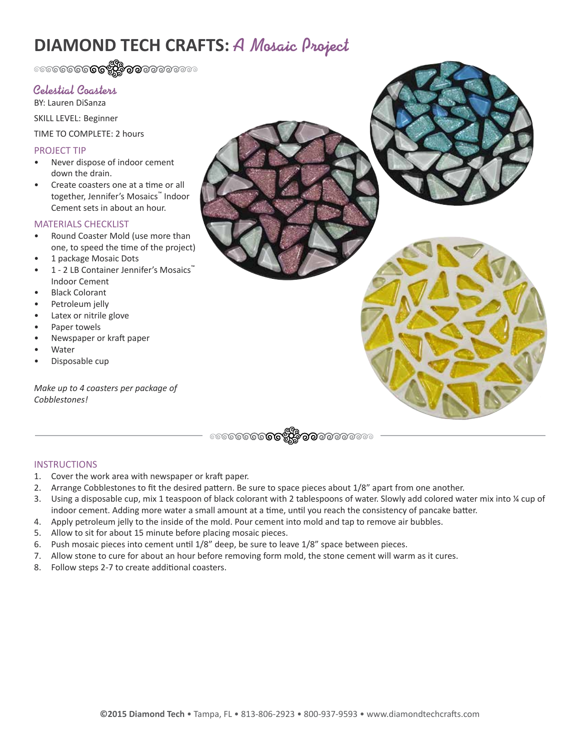# DIAMOND TECH CRAFTS: *A Mosaic Project*

## Celestial Coasters

BY: Lauren DiSanza

SKILL LEVEL: Beginner

TIME TO COMPLETE: 2 hours

### PROJECT TIP

- Never dispose of indoor cement down the drain.
- Create coasters one at a time or all together, Jennifer's Mosaics™ Indoor Cement sets in about an hour.

### MATERIALS CHECKLIST

- Round Coaster Mold (use more than one, to speed the time of the project)
- 1 package Mosaic Dots
- 1 - 2 LB Container Jennifer's Mosaics™ Indoor Cement
- Black Colorant
- Petroleum jelly
- Latex or nitrile glove
- Paper towels
- Newspaper or kraft paper
- Water
- Disposable cup

*Make up to 4 coasters per package of Cobblestones!*

### INSTRUCTIONS

1. Cover the work area with newspaper or kraft paper.
2. Arrange Cobblestones to fit the desired pattern. Be sure to space pieces about 1/8" apart from one another.
3. Using a disposable cup, mix 1 teaspoon of black colorant with 2 tablespoons of water. Slowly add colored water mix into ¼ cup of indoor cement. Adding more water a small amount at a time, until you reach the consistency of pancake batter.
4. Apply petroleum jelly to the inside of the mold. Pour cement into mold and tap to remove air bubbles.
5. Allow to sit for about 15 minute before placing mosaic pieces.
6. Push mosaic pieces into cement until 1/8" deep, be sure to leave 1/8" space between pieces.
7. Allow stone to cure for about an hour before removing form mold, the stone cement will warm as it cures.
8. Follow steps 2-7 to create additional coasters.

**©2015 Diamond Tech** • Tampa, FL • 813-806-2923 • 800-937-9593 • www.diamondtechcrafts.com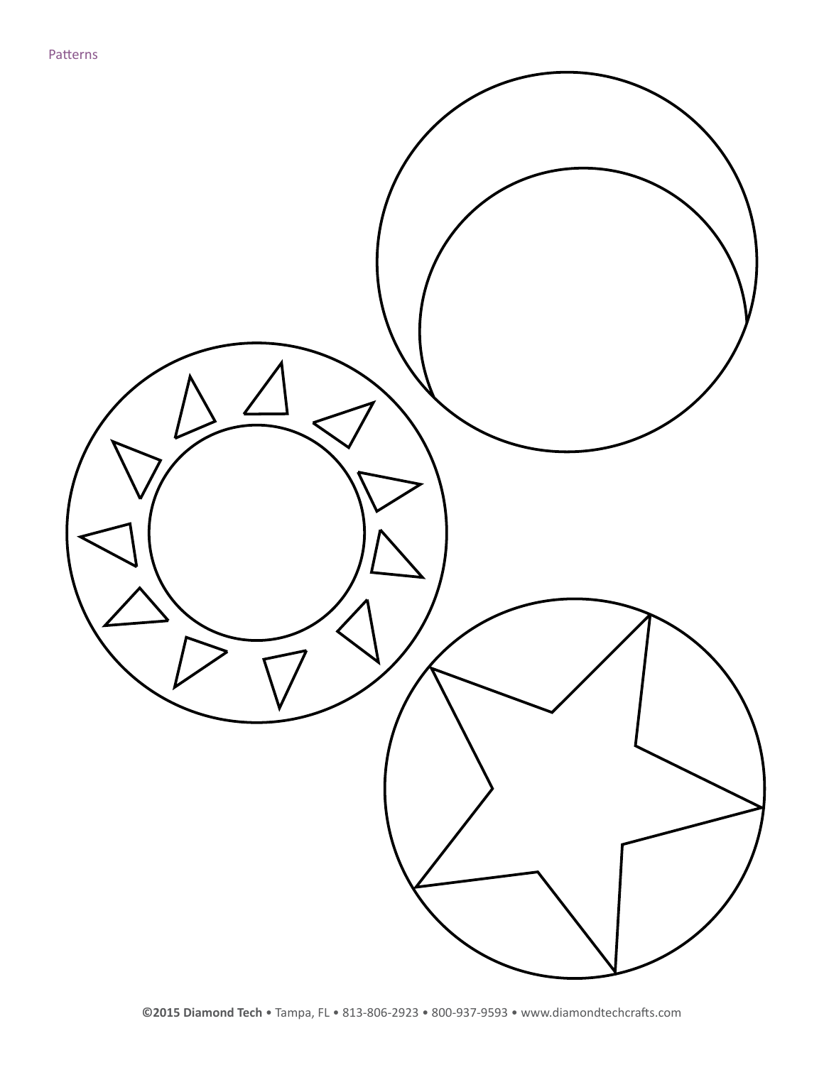Patterns